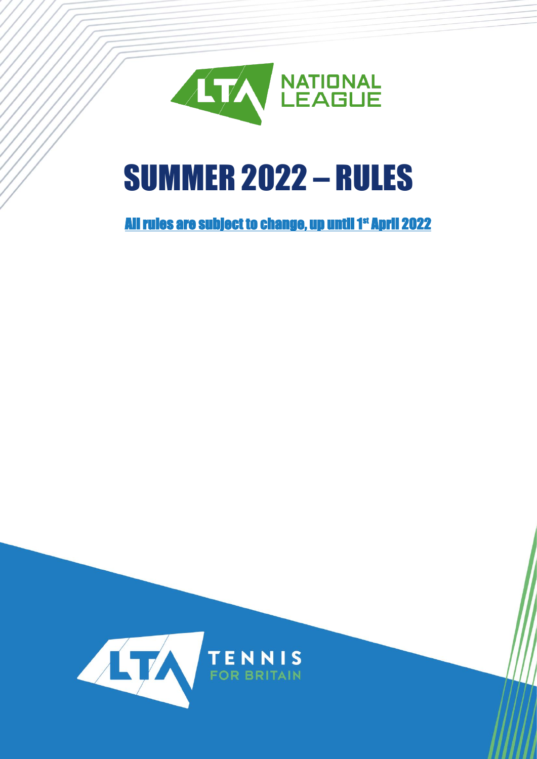LTA NATIONAL LEAGUE

# SUMMER 2022 – RULES

**All rules are subject to change, up until 1st April 2022**

LTA TENNIS FOR BRITAIN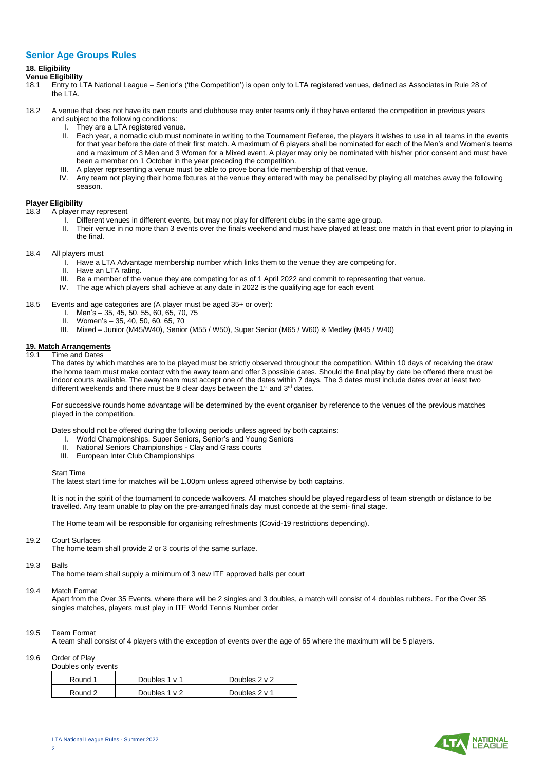## Senior Age Groups Rules

### 18. Eligibility

**Venue Eligibility**

18.1 Entry to LTA National League – Senior's ('the Competition') is open only to LTA registered venues, defined as Associates in Rule 28 of the LTA.

18.2 A venue that does not have its own courts and clubhouse may enter teams only if they have entered the competition in previous years and subject to the following conditions:

I. They are a LTA registered venue.
II. Each year, a nomadic club must nominate in writing to the Tournament Referee, the players it wishes to use in all teams in the events for that year before the date of their first match. A maximum of 6 players shall be nominated for each of the Men's and Women's teams and a maximum of 3 Men and 3 Women for a Mixed event. A player may only be nominated with his/her prior consent and must have been a member on 1 October in the year preceding the competition.
III. A player representing a venue must be able to prove bona fide membership of that venue.
IV. Any team not playing their home fixtures at the venue they entered with may be penalised by playing all matches away the following season.

**Player Eligibility**

18.3 A player may represent

I. Different venues in different events, but may not play for different clubs in the same age group.
II. Their venue in no more than 3 events over the finals weekend and must have played at least one match in that event prior to playing in the final.

18.4 All players must

I. Have a LTA Advantage membership number which links them to the venue they are competing for.
II. Have an LTA rating.
III. Be a member of the venue they are competing for as of 1 April 2022 and commit to representing that venue.
IV. The age which players shall achieve at any date in 2022 is the qualifying age for each event

18.5 Events and age categories are (A player must be aged 35+ or over):

I. Men's – 35, 45, 50, 55, 60, 65, 70, 75
II. Women's – 35, 40, 50, 60, 65, 70
III. Mixed – Junior (M45/W40), Senior (M55 / W50), Super Senior (M65 / W60) & Medley (M45 / W40)

### 19. Match Arrangements

19.1 Time and Dates

The dates by which matches are to be played must be strictly observed throughout the competition. Within 10 days of receiving the draw the home team must make contact with the away team and offer 3 possible dates. Should the final play by date be offered there must be indoor courts available. The away team must accept one of the dates within 7 days. The 3 dates must include dates over at least two different weekends and there must be 8 clear days between the 1st and 3rd dates.

For successive rounds home advantage will be determined by the event organiser by reference to the venues of the previous matches played in the competition.

Dates should not be offered during the following periods unless agreed by both captains:

I. World Championships, Super Seniors, Senior's and Young Seniors
II. National Seniors Championships - Clay and Grass courts
III. European Inter Club Championships

Start Time

The latest start time for matches will be 1.00pm unless agreed otherwise by both captains.

It is not in the spirit of the tournament to concede walkovers. All matches should be played regardless of team strength or distance to be travelled. Any team unable to play on the pre-arranged finals day must concede at the semi- final stage.

The Home team will be responsible for organising refreshments (Covid-19 restrictions depending).

19.2 Court Surfaces

The home team shall provide 2 or 3 courts of the same surface.

19.3 Balls

The home team shall supply a minimum of 3 new ITF approved balls per court

19.4 Match Format

Apart from the Over 35 Events, where there will be 2 singles and 3 doubles, a match will consist of 4 doubles rubbers. For the Over 35 singles matches, players must play in ITF World Tennis Number order

19.5 Team Format

A team shall consist of 4 players with the exception of events over the age of 65 where the maximum will be 5 players.

19.6 Order of Play

Doubles only events

| Round 1 | Doubles 1 v 1 | Doubles 2 v 2 |
|---|---|---|
| Round 2 | Doubles 1 v 2 | Doubles 2 v 1 |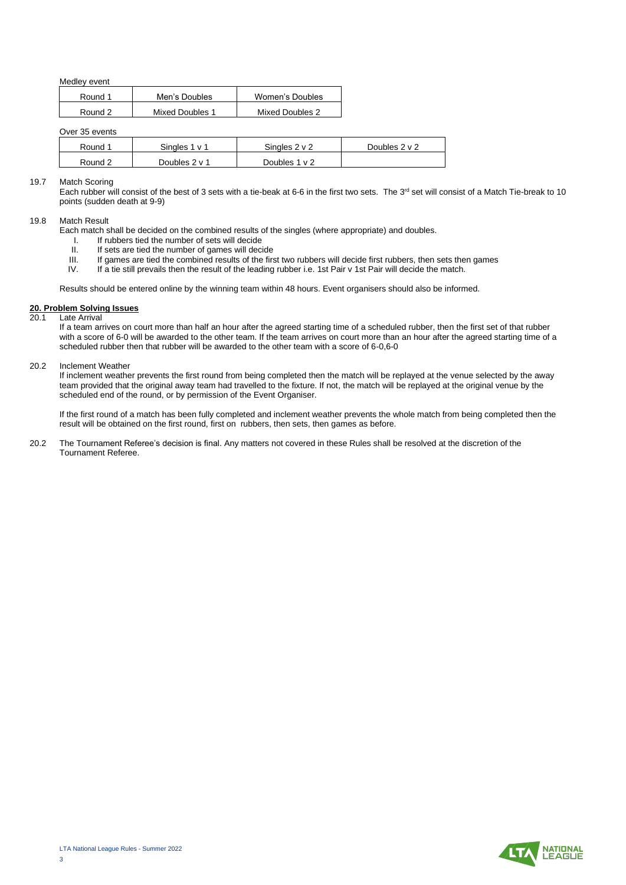Medley event

| Round 1 | Men's Doubles | Women's Doubles |
|---|---|---|
| Round 2 | Mixed Doubles 1 | Mixed Doubles 2 |

Over 35 events

| Round 1 | Singles 1 v 1 | Singles 2 v 2 | Doubles 2 v 2 |
|---|---|---|---|
| Round 2 | Doubles 2 v 1 | Doubles 1 v 2 | |

19.7 Match Scoring

Each rubber will consist of the best of 3 sets with a tie-beak at 6-6 in the first two sets. The 3rd set will consist of a Match Tie-break to 10 points (sudden death at 9-9)

19.8 Match Result

Each match shall be decided on the combined results of the singles (where appropriate) and doubles.

I. If rubbers tied the number of sets will decide
II. If sets are tied the number of games will decide
III. If games are tied the combined results of the first two rubbers will decide first rubbers, then sets then games
IV. If a tie still prevails then the result of the leading rubber i.e. 1st Pair v 1st Pair will decide the match.

Results should be entered online by the winning team within 48 hours. Event organisers should also be informed.

## 20. Problem Solving Issues

20.1 Late Arrival

If a team arrives on court more than half an hour after the agreed starting time of a scheduled rubber, then the first set of that rubber with a score of 6-0 will be awarded to the other team. If the team arrives on court more than an hour after the agreed starting time of a scheduled rubber then that rubber will be awarded to the other team with a score of 6-0,6-0

20.2 Inclement Weather

If inclement weather prevents the first round from being completed then the match will be replayed at the venue selected by the away team provided that the original away team had travelled to the fixture. If not, the match will be replayed at the original venue by the scheduled end of the round, or by permission of the Event Organiser.

If the first round of a match has been fully completed and inclement weather prevents the whole match from being completed then the result will be obtained on the first round, first on rubbers, then sets, then games as before.

20.2 The Tournament Referee's decision is final. Any matters not covered in these Rules shall be resolved at the discretion of the Tournament Referee.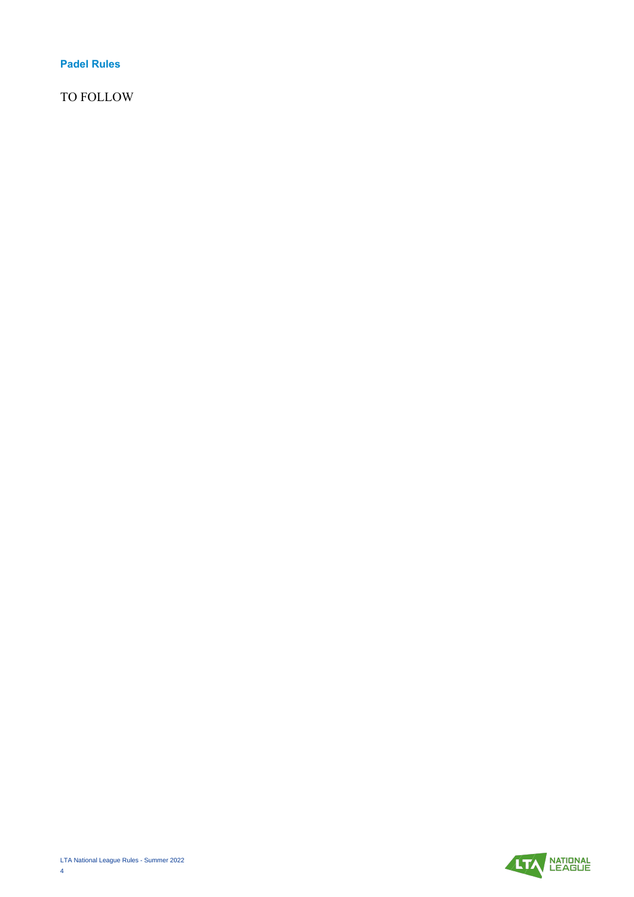## Padel Rules

TO FOLLOW